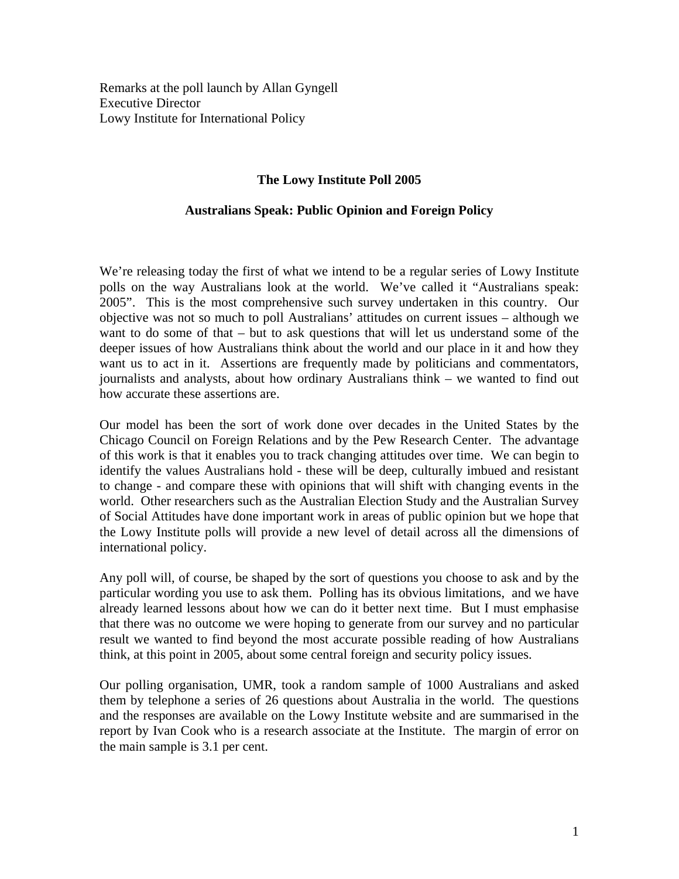Remarks at the poll launch by Allan Gyngell
Executive Director
Lowy Institute for International Policy

## The Lowy Institute Poll 2005

### Australians Speak: Public Opinion and Foreign Policy

We're releasing today the first of what we intend to be a regular series of Lowy Institute polls on the way Australians look at the world. We've called it "Australians speak: 2005". This is the most comprehensive such survey undertaken in this country. Our objective was not so much to poll Australians' attitudes on current issues – although we want to do some of that – but to ask questions that will let us understand some of the deeper issues of how Australians think about the world and our place in it and how they want us to act in it. Assertions are frequently made by politicians and commentators, journalists and analysts, about how ordinary Australians think – we wanted to find out how accurate these assertions are.

Our model has been the sort of work done over decades in the United States by the Chicago Council on Foreign Relations and by the Pew Research Center. The advantage of this work is that it enables you to track changing attitudes over time. We can begin to identify the values Australians hold - these will be deep, culturally imbued and resistant to change - and compare these with opinions that will shift with changing events in the world. Other researchers such as the Australian Election Study and the Australian Survey of Social Attitudes have done important work in areas of public opinion but we hope that the Lowy Institute polls will provide a new level of detail across all the dimensions of international policy.

Any poll will, of course, be shaped by the sort of questions you choose to ask and by the particular wording you use to ask them. Polling has its obvious limitations, and we have already learned lessons about how we can do it better next time. But I must emphasise that there was no outcome we were hoping to generate from our survey and no particular result we wanted to find beyond the most accurate possible reading of how Australians think, at this point in 2005, about some central foreign and security policy issues.

Our polling organisation, UMR, took a random sample of 1000 Australians and asked them by telephone a series of 26 questions about Australia in the world. The questions and the responses are available on the Lowy Institute website and are summarised in the report by Ivan Cook who is a research associate at the Institute. The margin of error on the main sample is 3.1 per cent.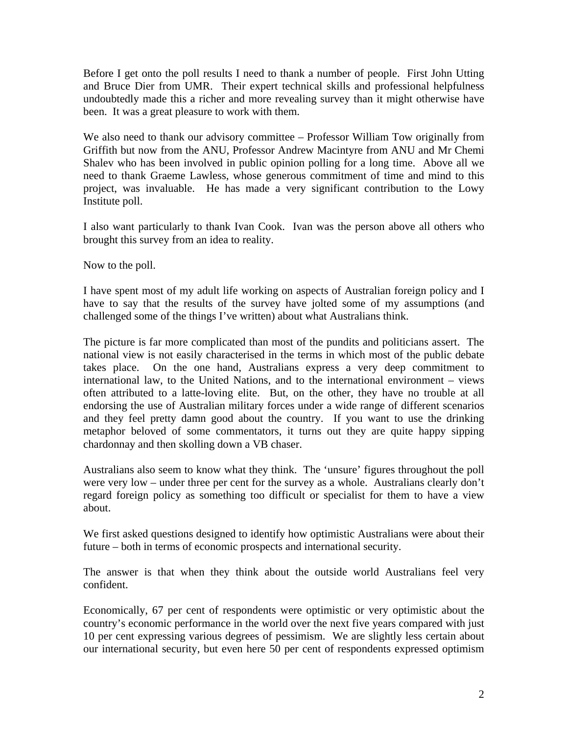Before I get onto the poll results I need to thank a number of people. First John Utting and Bruce Dier from UMR. Their expert technical skills and professional helpfulness undoubtedly made this a richer and more revealing survey than it might otherwise have been. It was a great pleasure to work with them.

We also need to thank our advisory committee – Professor William Tow originally from Griffith but now from the ANU, Professor Andrew Macintyre from ANU and Mr Chemi Shalev who has been involved in public opinion polling for a long time. Above all we need to thank Graeme Lawless, whose generous commitment of time and mind to this project, was invaluable. He has made a very significant contribution to the Lowy Institute poll.

I also want particularly to thank Ivan Cook. Ivan was the person above all others who brought this survey from an idea to reality.

Now to the poll.

I have spent most of my adult life working on aspects of Australian foreign policy and I have to say that the results of the survey have jolted some of my assumptions (and challenged some of the things I've written) about what Australians think.

The picture is far more complicated than most of the pundits and politicians assert. The national view is not easily characterised in the terms in which most of the public debate takes place. On the one hand, Australians express a very deep commitment to international law, to the United Nations, and to the international environment – views often attributed to a latte-loving elite. But, on the other, they have no trouble at all endorsing the use of Australian military forces under a wide range of different scenarios and they feel pretty damn good about the country. If you want to use the drinking metaphor beloved of some commentators, it turns out they are quite happy sipping chardonnay and then skolling down a VB chaser.

Australians also seem to know what they think. The 'unsure' figures throughout the poll were very low – under three per cent for the survey as a whole. Australians clearly don't regard foreign policy as something too difficult or specialist for them to have a view about.

We first asked questions designed to identify how optimistic Australians were about their future – both in terms of economic prospects and international security.

The answer is that when they think about the outside world Australians feel very confident.

Economically, 67 per cent of respondents were optimistic or very optimistic about the country's economic performance in the world over the next five years compared with just 10 per cent expressing various degrees of pessimism. We are slightly less certain about our international security, but even here 50 per cent of respondents expressed optimism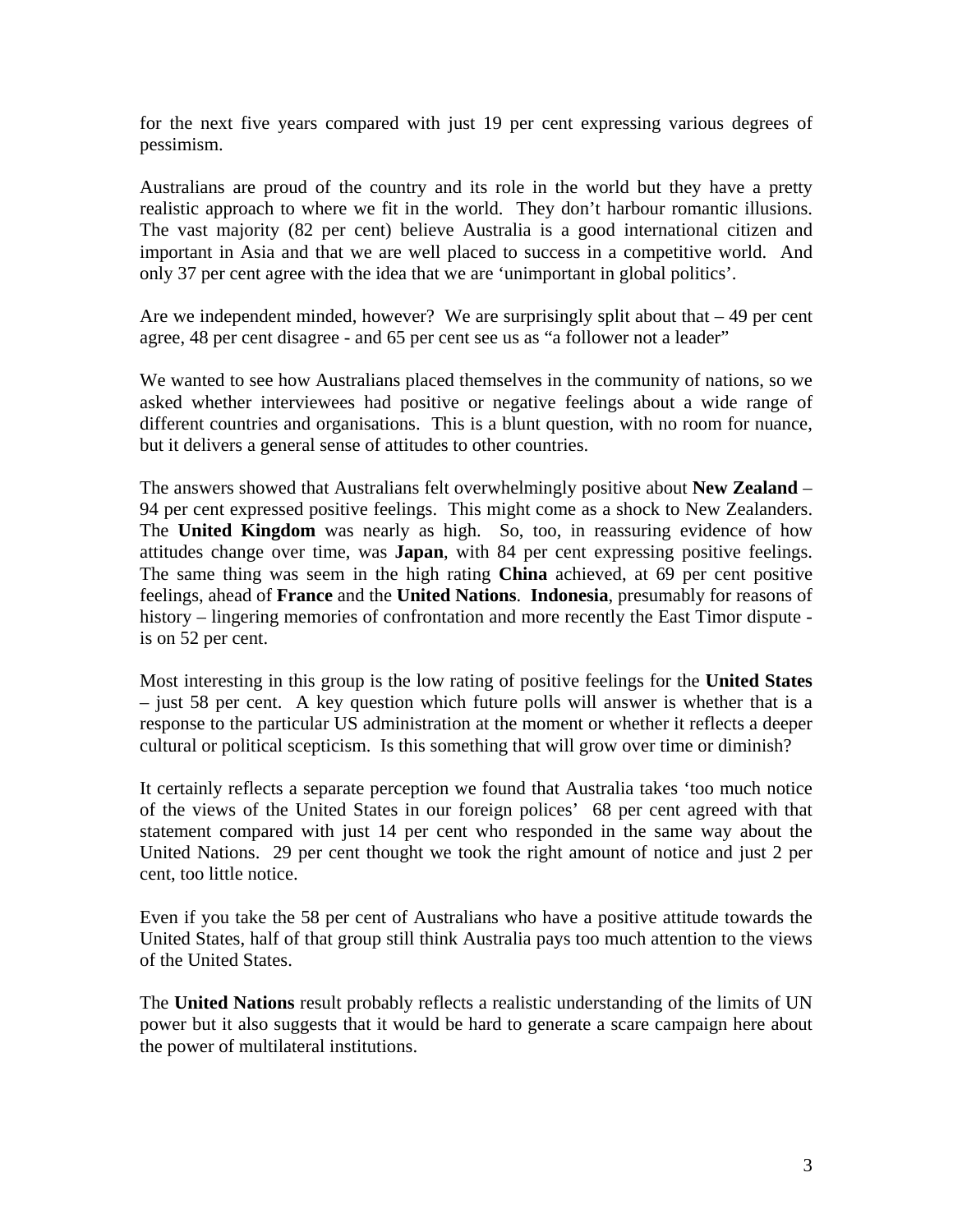for the next five years compared with just 19 per cent expressing various degrees of pessimism.

Australians are proud of the country and its role in the world but they have a pretty realistic approach to where we fit in the world. They don't harbour romantic illusions. The vast majority (82 per cent) believe Australia is a good international citizen and important in Asia and that we are well placed to success in a competitive world. And only 37 per cent agree with the idea that we are 'unimportant in global politics'.

Are we independent minded, however? We are surprisingly split about that – 49 per cent agree, 48 per cent disagree - and 65 per cent see us as "a follower not a leader"

We wanted to see how Australians placed themselves in the community of nations, so we asked whether interviewees had positive or negative feelings about a wide range of different countries and organisations. This is a blunt question, with no room for nuance, but it delivers a general sense of attitudes to other countries.

The answers showed that Australians felt overwhelmingly positive about **New Zealand** – 94 per cent expressed positive feelings. This might come as a shock to New Zealanders. The **United Kingdom** was nearly as high. So, too, in reassuring evidence of how attitudes change over time, was **Japan**, with 84 per cent expressing positive feelings. The same thing was seem in the high rating **China** achieved, at 69 per cent positive feelings, ahead of **France** and the **United Nations**. **Indonesia**, presumably for reasons of history – lingering memories of confrontation and more recently the East Timor dispute - is on 52 per cent.

Most interesting in this group is the low rating of positive feelings for the **United States** – just 58 per cent. A key question which future polls will answer is whether that is a response to the particular US administration at the moment or whether it reflects a deeper cultural or political scepticism. Is this something that will grow over time or diminish?

It certainly reflects a separate perception we found that Australia takes 'too much notice of the views of the United States in our foreign polices' 68 per cent agreed with that statement compared with just 14 per cent who responded in the same way about the United Nations. 29 per cent thought we took the right amount of notice and just 2 per cent, too little notice.

Even if you take the 58 per cent of Australians who have a positive attitude towards the United States, half of that group still think Australia pays too much attention to the views of the United States.

The **United Nations** result probably reflects a realistic understanding of the limits of UN power but it also suggests that it would be hard to generate a scare campaign here about the power of multilateral institutions.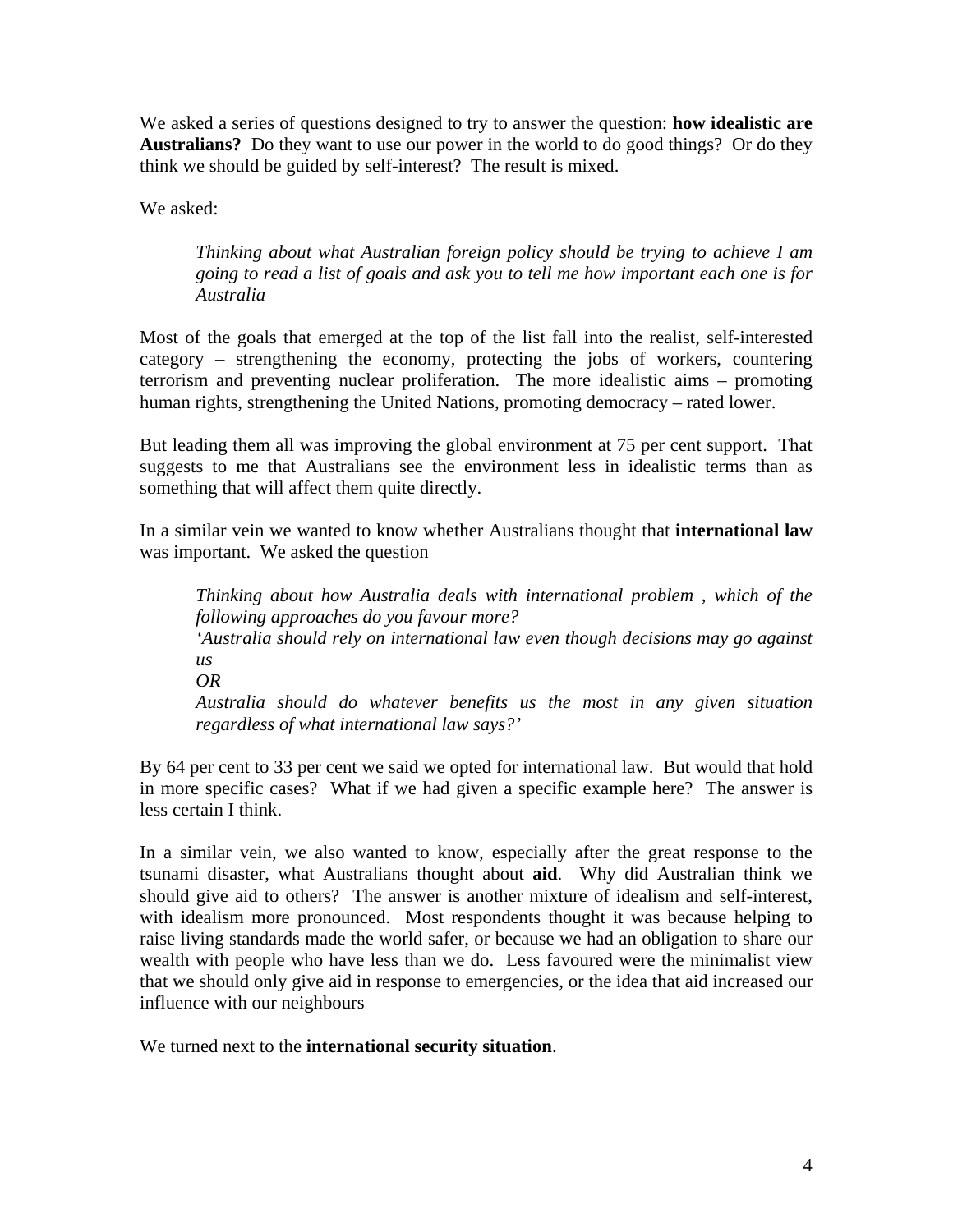We asked a series of questions designed to try to answer the question: **how idealistic are Australians?** Do they want to use our power in the world to do good things? Or do they think we should be guided by self-interest? The result is mixed.

We asked:

> *Thinking about what Australian foreign policy should be trying to achieve I am going to read a list of goals and ask you to tell me how important each one is for Australia*

Most of the goals that emerged at the top of the list fall into the realist, self-interested category – strengthening the economy, protecting the jobs of workers, countering terrorism and preventing nuclear proliferation. The more idealistic aims – promoting human rights, strengthening the United Nations, promoting democracy – rated lower.

But leading them all was improving the global environment at 75 per cent support. That suggests to me that Australians see the environment less in idealistic terms than as something that will affect them quite directly.

In a similar vein we wanted to know whether Australians thought that **international law** was important. We asked the question

> *Thinking about how Australia deals with international problem , which of the following approaches do you favour more?*
> *'Australia should rely on international law even though decisions may go against us*
> *OR*
> *Australia should do whatever benefits us the most in any given situation regardless of what international law says?'*

By 64 per cent to 33 per cent we said we opted for international law. But would that hold in more specific cases? What if we had given a specific example here? The answer is less certain I think.

In a similar vein, we also wanted to know, especially after the great response to the tsunami disaster, what Australians thought about **aid**. Why did Australian think we should give aid to others? The answer is another mixture of idealism and self-interest, with idealism more pronounced. Most respondents thought it was because helping to raise living standards made the world safer, or because we had an obligation to share our wealth with people who have less than we do. Less favoured were the minimalist view that we should only give aid in response to emergencies, or the idea that aid increased our influence with our neighbours

We turned next to the **international security situation**.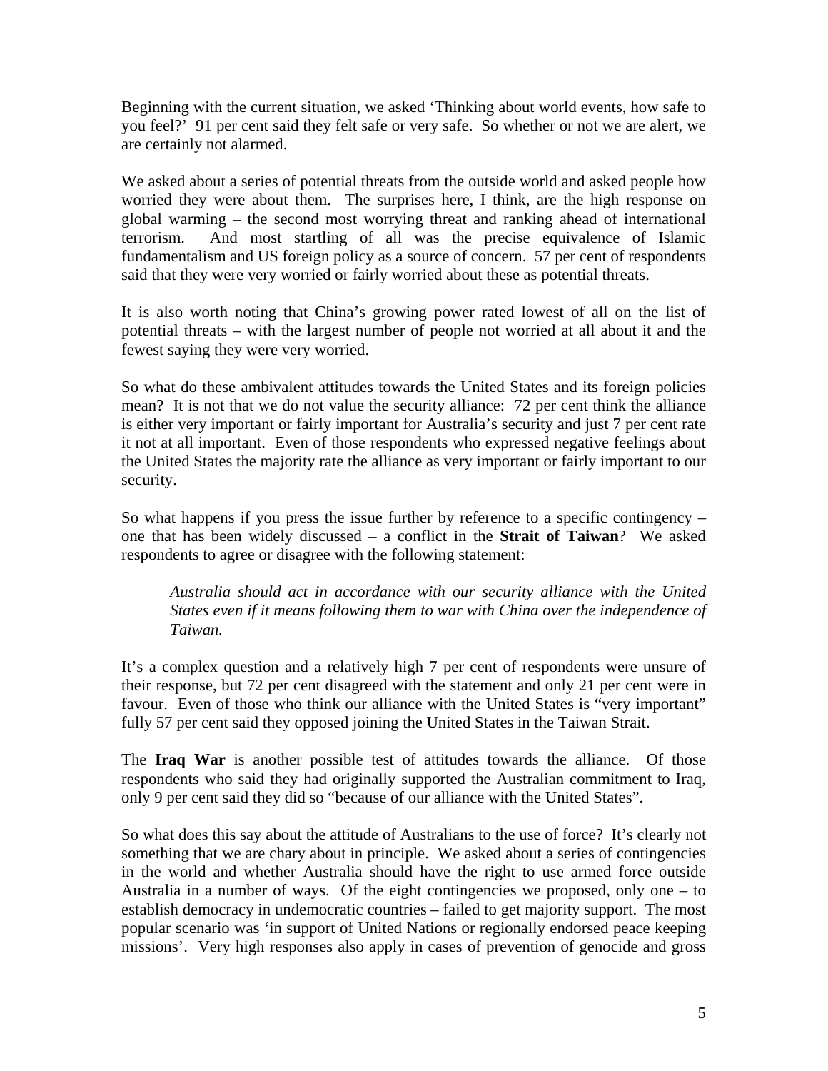Beginning with the current situation, we asked 'Thinking about world events, how safe to you feel?' 91 per cent said they felt safe or very safe. So whether or not we are alert, we are certainly not alarmed.

We asked about a series of potential threats from the outside world and asked people how worried they were about them. The surprises here, I think, are the high response on global warming – the second most worrying threat and ranking ahead of international terrorism. And most startling of all was the precise equivalence of Islamic fundamentalism and US foreign policy as a source of concern. 57 per cent of respondents said that they were very worried or fairly worried about these as potential threats.

It is also worth noting that China's growing power rated lowest of all on the list of potential threats – with the largest number of people not worried at all about it and the fewest saying they were very worried.

So what do these ambivalent attitudes towards the United States and its foreign policies mean? It is not that we do not value the security alliance: 72 per cent think the alliance is either very important or fairly important for Australia's security and just 7 per cent rate it not at all important. Even of those respondents who expressed negative feelings about the United States the majority rate the alliance as very important or fairly important to our security.

So what happens if you press the issue further by reference to a specific contingency – one that has been widely discussed – a conflict in the **Strait of Taiwan**? We asked respondents to agree or disagree with the following statement:

> *Australia should act in accordance with our security alliance with the United States even if it means following them to war with China over the independence of Taiwan.*

It's a complex question and a relatively high 7 per cent of respondents were unsure of their response, but 72 per cent disagreed with the statement and only 21 per cent were in favour. Even of those who think our alliance with the United States is "very important" fully 57 per cent said they opposed joining the United States in the Taiwan Strait.

The **Iraq War** is another possible test of attitudes towards the alliance. Of those respondents who said they had originally supported the Australian commitment to Iraq, only 9 per cent said they did so "because of our alliance with the United States".

So what does this say about the attitude of Australians to the use of force? It's clearly not something that we are chary about in principle. We asked about a series of contingencies in the world and whether Australia should have the right to use armed force outside Australia in a number of ways. Of the eight contingencies we proposed, only one – to establish democracy in undemocratic countries – failed to get majority support. The most popular scenario was 'in support of United Nations or regionally endorsed peace keeping missions'. Very high responses also apply in cases of prevention of genocide and gross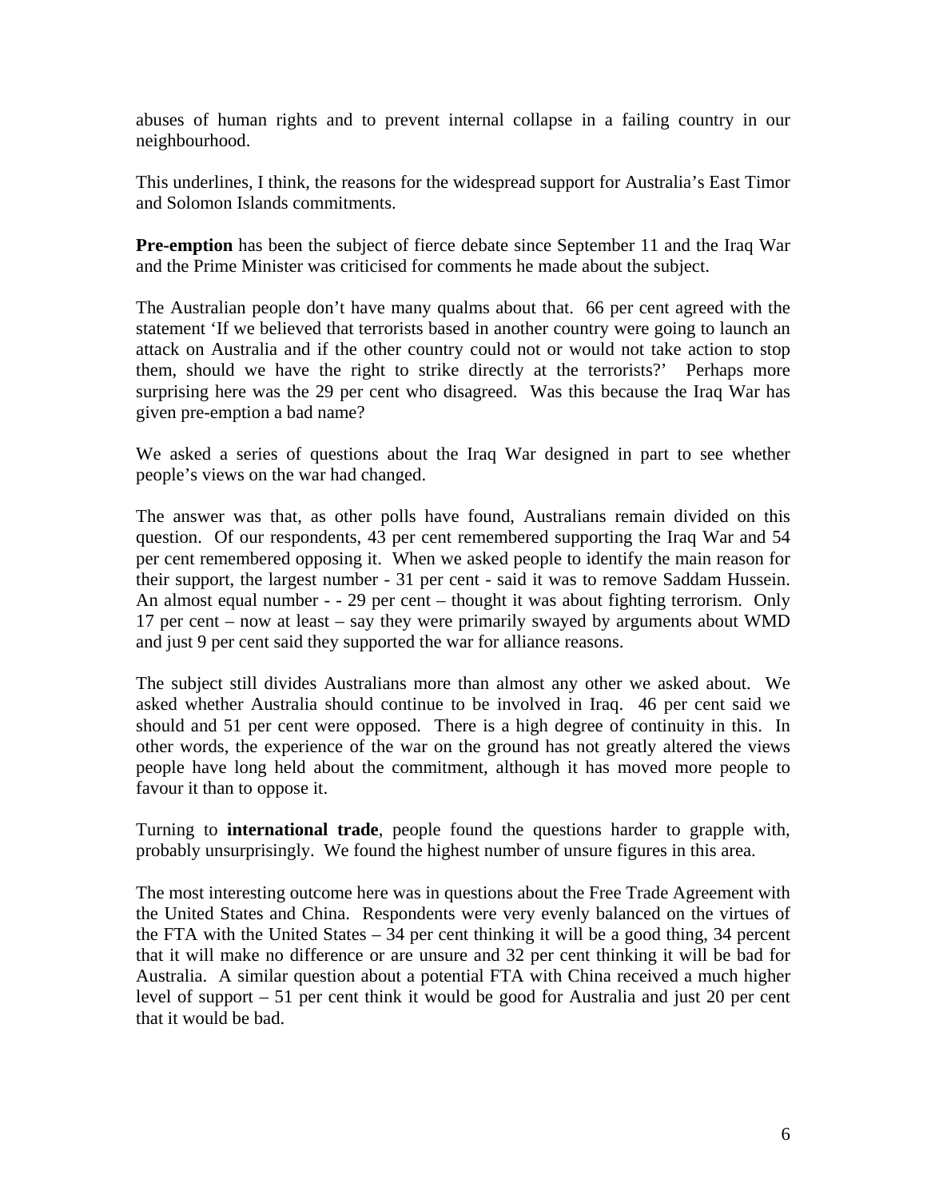abuses of human rights and to prevent internal collapse in a failing country in our neighbourhood.

This underlines, I think, the reasons for the widespread support for Australia's East Timor and Solomon Islands commitments.

**Pre-emption** has been the subject of fierce debate since September 11 and the Iraq War and the Prime Minister was criticised for comments he made about the subject.

The Australian people don't have many qualms about that. 66 per cent agreed with the statement 'If we believed that terrorists based in another country were going to launch an attack on Australia and if the other country could not or would not take action to stop them, should we have the right to strike directly at the terrorists?' Perhaps more surprising here was the 29 per cent who disagreed. Was this because the Iraq War has given pre-emption a bad name?

We asked a series of questions about the Iraq War designed in part to see whether people's views on the war had changed.

The answer was that, as other polls have found, Australians remain divided on this question. Of our respondents, 43 per cent remembered supporting the Iraq War and 54 per cent remembered opposing it. When we asked people to identify the main reason for their support, the largest number - 31 per cent - said it was to remove Saddam Hussein. An almost equal number - - 29 per cent – thought it was about fighting terrorism. Only 17 per cent – now at least – say they were primarily swayed by arguments about WMD and just 9 per cent said they supported the war for alliance reasons.

The subject still divides Australians more than almost any other we asked about. We asked whether Australia should continue to be involved in Iraq. 46 per cent said we should and 51 per cent were opposed. There is a high degree of continuity in this. In other words, the experience of the war on the ground has not greatly altered the views people have long held about the commitment, although it has moved more people to favour it than to oppose it.

Turning to **international trade**, people found the questions harder to grapple with, probably unsurprisingly. We found the highest number of unsure figures in this area.

The most interesting outcome here was in questions about the Free Trade Agreement with the United States and China. Respondents were very evenly balanced on the virtues of the FTA with the United States – 34 per cent thinking it will be a good thing, 34 percent that it will make no difference or are unsure and 32 per cent thinking it will be bad for Australia. A similar question about a potential FTA with China received a much higher level of support – 51 per cent think it would be good for Australia and just 20 per cent that it would be bad.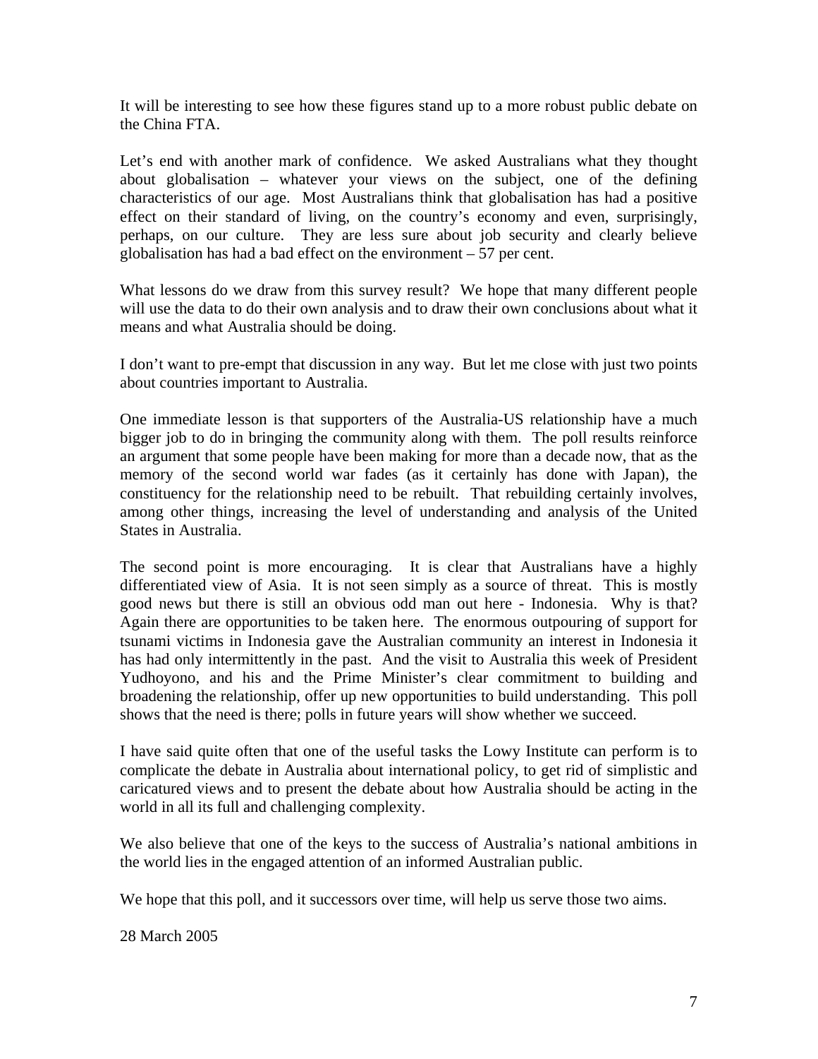It will be interesting to see how these figures stand up to a more robust public debate on the China FTA.

Let's end with another mark of confidence. We asked Australians what they thought about globalisation – whatever your views on the subject, one of the defining characteristics of our age. Most Australians think that globalisation has had a positive effect on their standard of living, on the country's economy and even, surprisingly, perhaps, on our culture. They are less sure about job security and clearly believe globalisation has had a bad effect on the environment – 57 per cent.

What lessons do we draw from this survey result? We hope that many different people will use the data to do their own analysis and to draw their own conclusions about what it means and what Australia should be doing.

I don't want to pre-empt that discussion in any way. But let me close with just two points about countries important to Australia.

One immediate lesson is that supporters of the Australia-US relationship have a much bigger job to do in bringing the community along with them. The poll results reinforce an argument that some people have been making for more than a decade now, that as the memory of the second world war fades (as it certainly has done with Japan), the constituency for the relationship need to be rebuilt. That rebuilding certainly involves, among other things, increasing the level of understanding and analysis of the United States in Australia.

The second point is more encouraging. It is clear that Australians have a highly differentiated view of Asia. It is not seen simply as a source of threat. This is mostly good news but there is still an obvious odd man out here - Indonesia. Why is that? Again there are opportunities to be taken here. The enormous outpouring of support for tsunami victims in Indonesia gave the Australian community an interest in Indonesia it has had only intermittently in the past. And the visit to Australia this week of President Yudhoyono, and his and the Prime Minister's clear commitment to building and broadening the relationship, offer up new opportunities to build understanding. This poll shows that the need is there; polls in future years will show whether we succeed.

I have said quite often that one of the useful tasks the Lowy Institute can perform is to complicate the debate in Australia about international policy, to get rid of simplistic and caricatured views and to present the debate about how Australia should be acting in the world in all its full and challenging complexity.

We also believe that one of the keys to the success of Australia's national ambitions in the world lies in the engaged attention of an informed Australian public.

We hope that this poll, and it successors over time, will help us serve those two aims.

28 March 2005